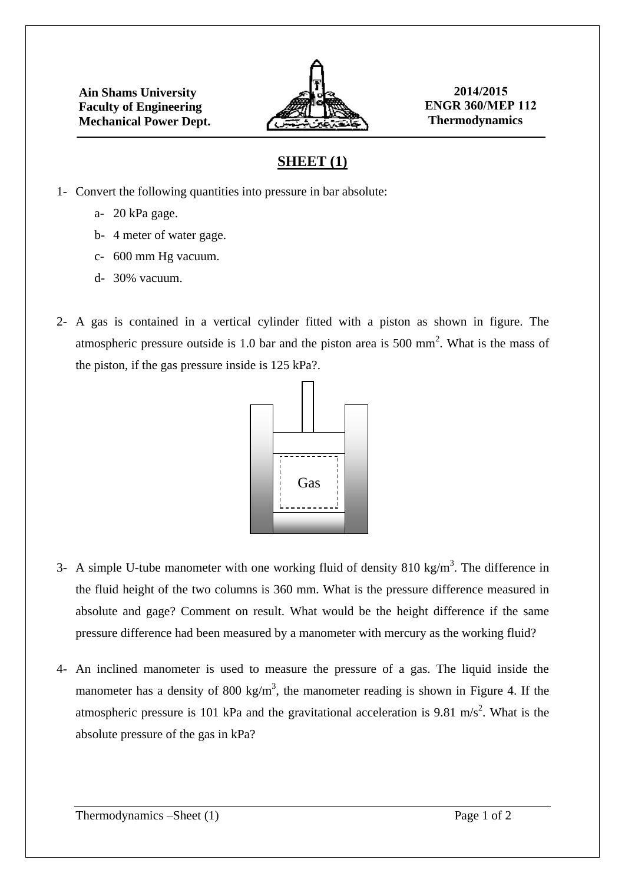**Ain Shams University**
**Faculty of Engineering**
**Mechanical Power Dept.**

**2014/2015**
**ENGR 360/MEP 112**
**Thermodynamics**

# SHEET (1)

1- Convert the following quantities into pressure in bar absolute:

   a- 20 kPa gage.

   b- 4 meter of water gage.

   c- 600 mm Hg vacuum.

   d- 30% vacuum.

2- A gas is contained in a vertical cylinder fitted with a piston as shown in figure. The atmospheric pressure outside is 1.0 bar and the piston area is 500 mm$^2$. What is the mass of the piston, if the gas pressure inside is 125 kPa?.

Gas

3- A simple U-tube manometer with one working fluid of density 810 kg/m$^3$. The difference in the fluid height of the two columns is 360 mm. What is the pressure difference measured in absolute and gage? Comment on result. What would be the height difference if the same pressure difference had been measured by a manometer with mercury as the working fluid?

4- An inclined manometer is used to measure the pressure of a gas. The liquid inside the manometer has a density of 800 kg/m$^3$, the manometer reading is shown in Figure 4. If the atmospheric pressure is 101 kPa and the gravitational acceleration is 9.81 m/s$^2$. What is the absolute pressure of the gas in kPa?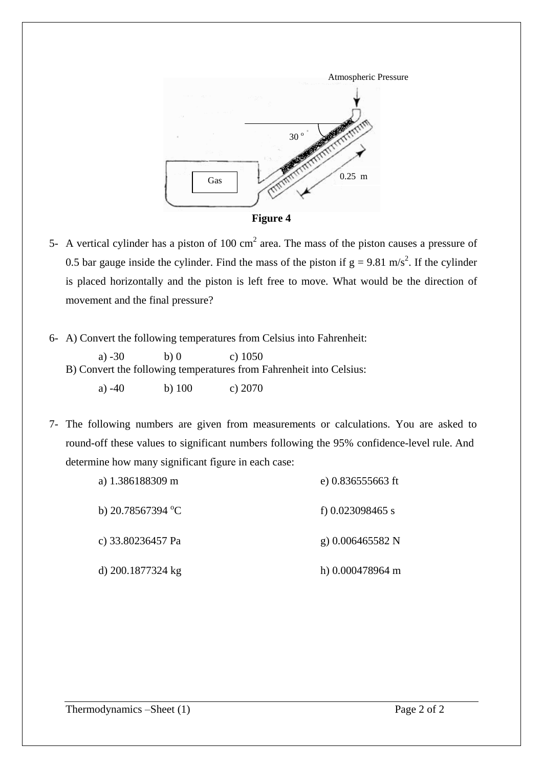Atmospheric Pressure

30 °

Gas

0.25 m

**Figure 4**

5- A vertical cylinder has a piston of 100 $cm^2$ area. The mass of the piston causes a pressure of 0.5 bar gauge inside the cylinder. Find the mass of the piston if $g = 9.81\ m/s^2$. If the cylinder is placed horizontally and the piston is left free to move. What would be the direction of movement and the final pressure?

6- A) Convert the following temperatures from Celsius into Fahrenheit:

a) -30 &nbsp;&nbsp;&nbsp; b) 0 &nbsp;&nbsp;&nbsp; c) 1050

B) Convert the following temperatures from Fahrenheit into Celsius:

a) -40 &nbsp;&nbsp;&nbsp; b) 100 &nbsp;&nbsp;&nbsp; c) 2070

7- The following numbers are given from measurements or calculations. You are asked to round-off these values to significant numbers following the 95% confidence-level rule. And determine how many significant figure in each case:

a) 1.386188309 m

b) 20.78567394 $^oC$

c) 33.80236457 Pa

d) 200.1877324 kg

e) 0.836555663 ft

f) 0.023098465 s

g) 0.006465582 N

h) 0.000478964 m